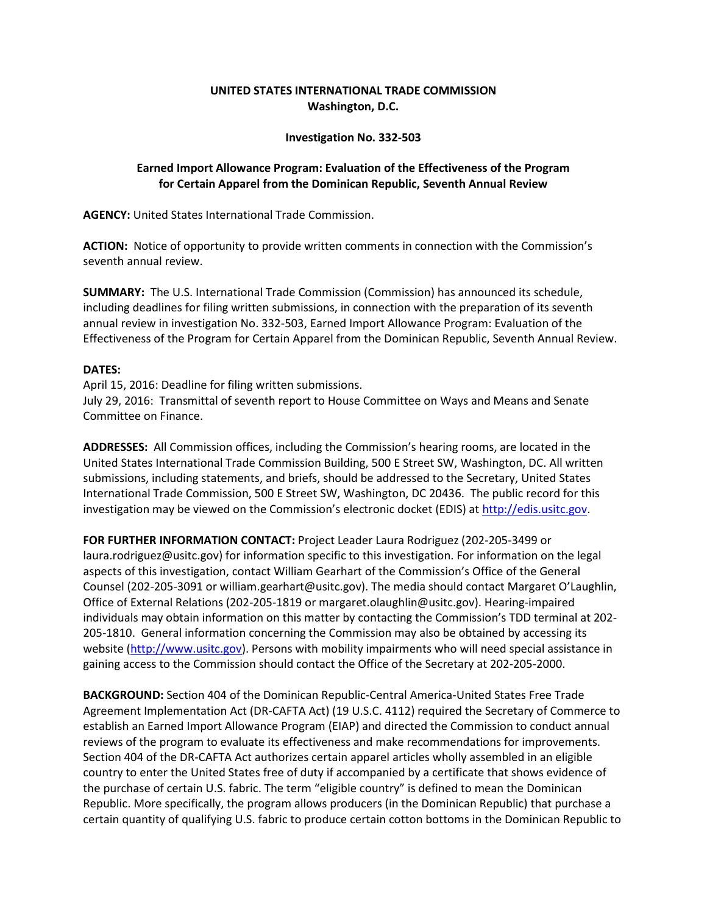**UNITED STATES INTERNATIONAL TRADE COMMISSION**
**Washington, D.C.**

**Investigation No. 332-503**

**Earned Import Allowance Program: Evaluation of the Effectiveness of the Program for Certain Apparel from the Dominican Republic, Seventh Annual Review**

**AGENCY:** United States International Trade Commission.

**ACTION:** Notice of opportunity to provide written comments in connection with the Commission's seventh annual review.

**SUMMARY:** The U.S. International Trade Commission (Commission) has announced its schedule, including deadlines for filing written submissions, in connection with the preparation of its seventh annual review in investigation No. 332-503, Earned Import Allowance Program: Evaluation of the Effectiveness of the Program for Certain Apparel from the Dominican Republic, Seventh Annual Review.

**DATES:**
April 15, 2016: Deadline for filing written submissions.
July 29, 2016: Transmittal of seventh report to House Committee on Ways and Means and Senate Committee on Finance.

**ADDRESSES:** All Commission offices, including the Commission's hearing rooms, are located in the United States International Trade Commission Building, 500 E Street SW, Washington, DC. All written submissions, including statements, and briefs, should be addressed to the Secretary, United States International Trade Commission, 500 E Street SW, Washington, DC 20436. The public record for this investigation may be viewed on the Commission's electronic docket (EDIS) at http://edis.usitc.gov.

**FOR FURTHER INFORMATION CONTACT:** Project Leader Laura Rodriguez (202-205-3499 or laura.rodriguez@usitc.gov) for information specific to this investigation. For information on the legal aspects of this investigation, contact William Gearhart of the Commission's Office of the General Counsel (202-205-3091 or william.gearhart@usitc.gov). The media should contact Margaret O'Laughlin, Office of External Relations (202-205-1819 or margaret.olaughlin@usitc.gov). Hearing-impaired individuals may obtain information on this matter by contacting the Commission's TDD terminal at 202-205-1810. General information concerning the Commission may also be obtained by accessing its website (http://www.usitc.gov). Persons with mobility impairments who will need special assistance in gaining access to the Commission should contact the Office of the Secretary at 202-205-2000.

**BACKGROUND:** Section 404 of the Dominican Republic-Central America-United States Free Trade Agreement Implementation Act (DR-CAFTA Act) (19 U.S.C. 4112) required the Secretary of Commerce to establish an Earned Import Allowance Program (EIAP) and directed the Commission to conduct annual reviews of the program to evaluate its effectiveness and make recommendations for improvements. Section 404 of the DR-CAFTA Act authorizes certain apparel articles wholly assembled in an eligible country to enter the United States free of duty if accompanied by a certificate that shows evidence of the purchase of certain U.S. fabric. The term "eligible country" is defined to mean the Dominican Republic. More specifically, the program allows producers (in the Dominican Republic) that purchase a certain quantity of qualifying U.S. fabric to produce certain cotton bottoms in the Dominican Republic to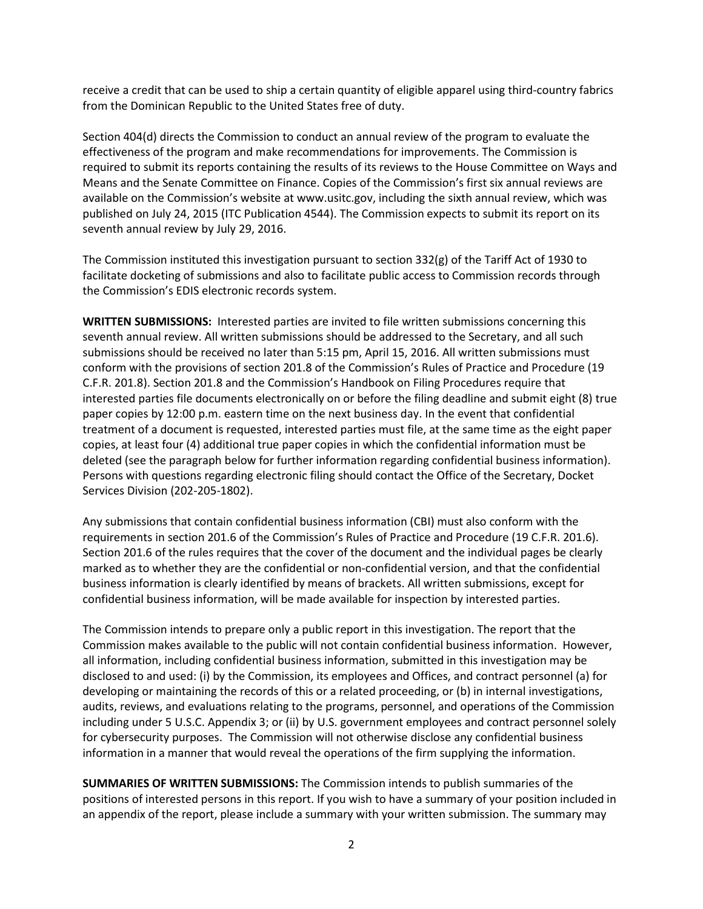receive a credit that can be used to ship a certain quantity of eligible apparel using third-country fabrics from the Dominican Republic to the United States free of duty.

Section 404(d) directs the Commission to conduct an annual review of the program to evaluate the effectiveness of the program and make recommendations for improvements. The Commission is required to submit its reports containing the results of its reviews to the House Committee on Ways and Means and the Senate Committee on Finance. Copies of the Commission's first six annual reviews are available on the Commission's website at www.usitc.gov, including the sixth annual review, which was published on July 24, 2015 (ITC Publication 4544). The Commission expects to submit its report on its seventh annual review by July 29, 2016.

The Commission instituted this investigation pursuant to section 332(g) of the Tariff Act of 1930 to facilitate docketing of submissions and also to facilitate public access to Commission records through the Commission's EDIS electronic records system.

**WRITTEN SUBMISSIONS:** Interested parties are invited to file written submissions concerning this seventh annual review. All written submissions should be addressed to the Secretary, and all such submissions should be received no later than 5:15 pm, April 15, 2016. All written submissions must conform with the provisions of section 201.8 of the Commission's Rules of Practice and Procedure (19 C.F.R. 201.8). Section 201.8 and the Commission's Handbook on Filing Procedures require that interested parties file documents electronically on or before the filing deadline and submit eight (8) true paper copies by 12:00 p.m. eastern time on the next business day. In the event that confidential treatment of a document is requested, interested parties must file, at the same time as the eight paper copies, at least four (4) additional true paper copies in which the confidential information must be deleted (see the paragraph below for further information regarding confidential business information). Persons with questions regarding electronic filing should contact the Office of the Secretary, Docket Services Division (202-205-1802).

Any submissions that contain confidential business information (CBI) must also conform with the requirements in section 201.6 of the Commission's Rules of Practice and Procedure (19 C.F.R. 201.6). Section 201.6 of the rules requires that the cover of the document and the individual pages be clearly marked as to whether they are the confidential or non-confidential version, and that the confidential business information is clearly identified by means of brackets. All written submissions, except for confidential business information, will be made available for inspection by interested parties.

The Commission intends to prepare only a public report in this investigation. The report that the Commission makes available to the public will not contain confidential business information. However, all information, including confidential business information, submitted in this investigation may be disclosed to and used: (i) by the Commission, its employees and Offices, and contract personnel (a) for developing or maintaining the records of this or a related proceeding, or (b) in internal investigations, audits, reviews, and evaluations relating to the programs, personnel, and operations of the Commission including under 5 U.S.C. Appendix 3; or (ii) by U.S. government employees and contract personnel solely for cybersecurity purposes. The Commission will not otherwise disclose any confidential business information in a manner that would reveal the operations of the firm supplying the information.

**SUMMARIES OF WRITTEN SUBMISSIONS:** The Commission intends to publish summaries of the positions of interested persons in this report. If you wish to have a summary of your position included in an appendix of the report, please include a summary with your written submission. The summary may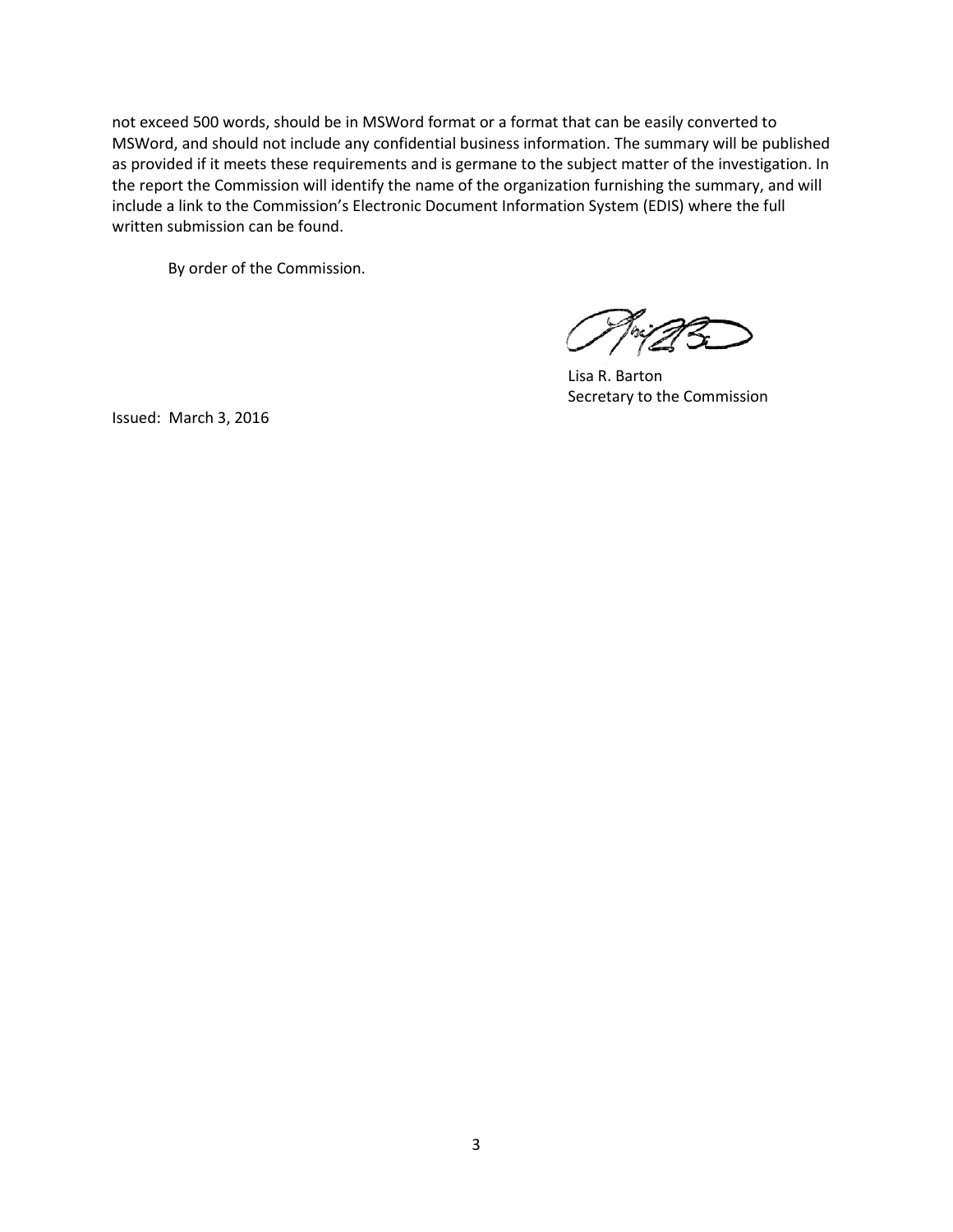not exceed 500 words, should be in MSWord format or a format that can be easily converted to MSWord, and should not include any confidential business information. The summary will be published as provided if it meets these requirements and is germane to the subject matter of the investigation. In the report the Commission will identify the name of the organization furnishing the summary, and will include a link to the Commission's Electronic Document Information System (EDIS) where the full written submission can be found.

By order of the Commission.

Lisa R. Barton
Secretary to the Commission

Issued: March 3, 2016